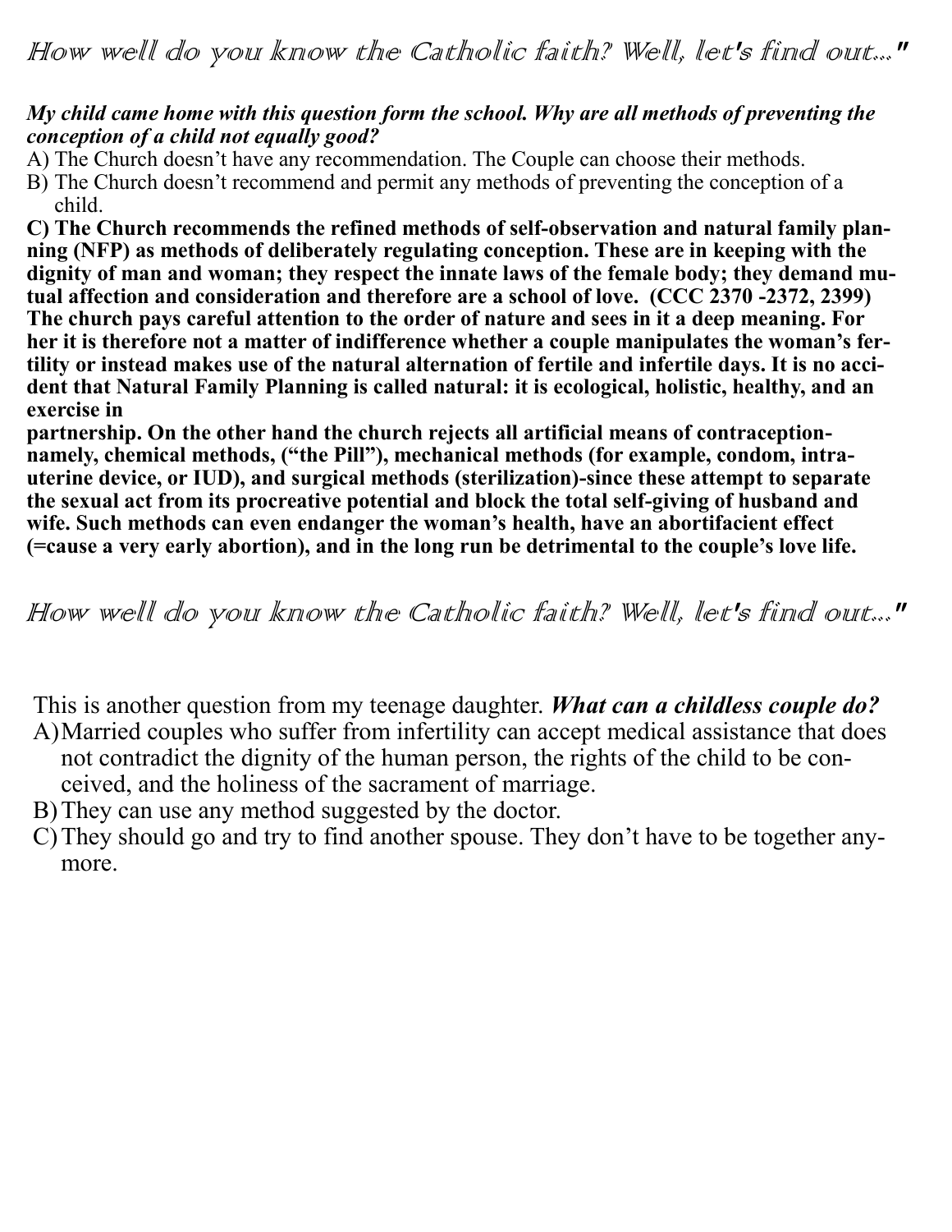# How well do you know the Catholic faith? Well, let's find out..."

***My child came home with this question form the school. Why are all methods of preventing the conception of a child not equally good?***

A) The Church doesn't have any recommendation. The Couple can choose their methods.

B) The Church doesn't recommend and permit any methods of preventing the conception of a child.

**C) The Church recommends the refined methods of self-observation and natural family planning (NFP) as methods of deliberately regulating conception. These are in keeping with the dignity of man and woman; they respect the innate laws of the female body; they demand mutual affection and consideration and therefore are a school of love. (CCC 2370 -2372, 2399) The church pays careful attention to the order of nature and sees in it a deep meaning. For her it is therefore not a matter of indifference whether a couple manipulates the woman's fertility or instead makes use of the natural alternation of fertile and infertile days. It is no accident that Natural Family Planning is called natural: it is ecological, holistic, healthy, and an exercise in**

**partnership. On the other hand the church rejects all artificial means of contraception- namely, chemical methods, ("the Pill"), mechanical methods (for example, condom, intrauterine device, or IUD), and surgical methods (sterilization)-since these attempt to separate the sexual act from its procreative potential and block the total self-giving of husband and wife. Such methods can even endanger the woman's health, have an abortifacient effect (=cause a very early abortion), and in the long run be detrimental to the couple's love life.**

# How well do you know the Catholic faith? Well, let's find out..."

This is another question from my teenage daughter. ***What can a childless couple do?***

A) Married couples who suffer from infertility can accept medical assistance that does not contradict the dignity of the human person, the rights of the child to be conceived, and the holiness of the sacrament of marriage.

B) They can use any method suggested by the doctor.

C) They should go and try to find another spouse. They don't have to be together anymore.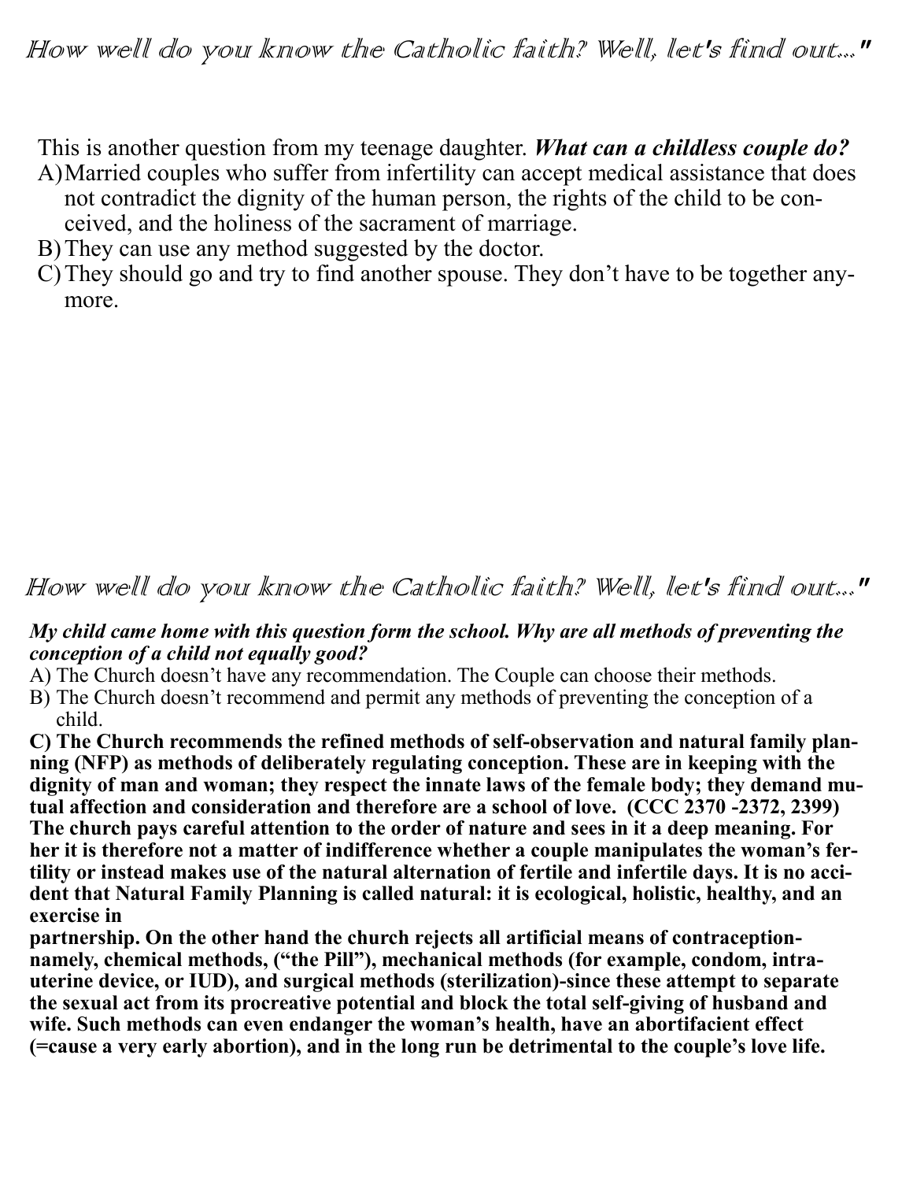*How well do you know the Catholic faith? Well, let's find out..."*

This is another question from my teenage daughter. ***What can a childless couple do?***

A) Married couples who suffer from infertility can accept medical assistance that does not contradict the dignity of the human person, the rights of the child to be conceived, and the holiness of the sacrament of marriage.

B) They can use any method suggested by the doctor.

C) They should go and try to find another spouse. They don't have to be together anymore.

*How well do you know the Catholic faith? Well, let's find out..."*

***My child came home with this question form the school. Why are all methods of preventing the conception of a child not equally good?***

A) The Church doesn't have any recommendation. The Couple can choose their methods.

B) The Church doesn't recommend and permit any methods of preventing the conception of a child.

**C) The Church recommends the refined methods of self-observation and natural family planning (NFP) as methods of deliberately regulating conception. These are in keeping with the dignity of man and woman; they respect the innate laws of the female body; they demand mutual affection and consideration and therefore are a school of love. (CCC 2370 -2372, 2399) The church pays careful attention to the order of nature and sees in it a deep meaning. For her it is therefore not a matter of indifference whether a couple manipulates the woman's fertility or instead makes use of the natural alternation of fertile and infertile days. It is no accident that Natural Family Planning is called natural: it is ecological, holistic, healthy, and an exercise in partnership. On the other hand the church rejects all artificial means of contraception-namely, chemical methods, ("the Pill"), mechanical methods (for example, condom, intrauterine device, or IUD), and surgical methods (sterilization)-since these attempt to separate the sexual act from its procreative potential and block the total self-giving of husband and wife. Such methods can even endanger the woman's health, have an abortifacient effect (=cause a very early abortion), and in the long run be detrimental to the couple's love life.**